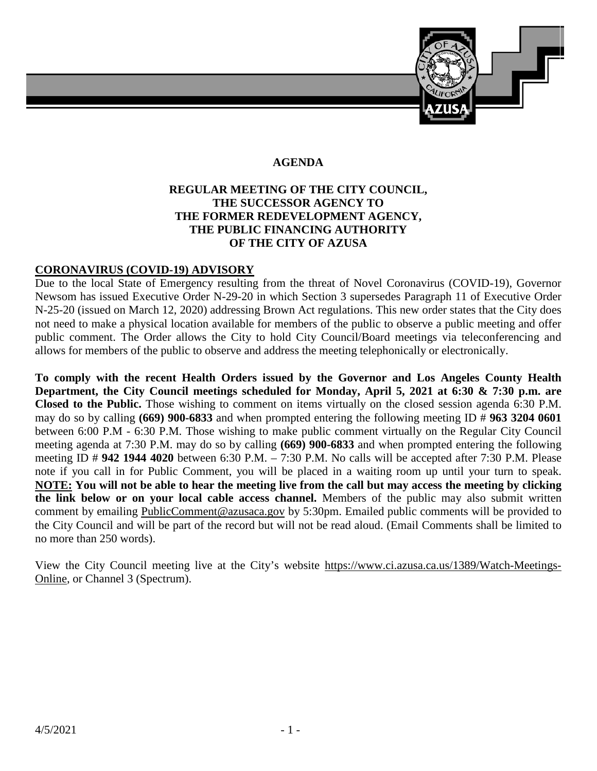# AGENDA

## REGULAR MEETING OF THE CITY COUNCIL, THE SUCCESSOR AGENCY TO THE FORMER REDEVELOPMENT AGENCY, THE PUBLIC FINANCING AUTHORITY OF THE CITY OF AZUSA

**CORONAVIRUS (COVID-19) ADVISORY**

Due to the local State of Emergency resulting from the threat of Novel Coronavirus (COVID-19), Governor Newsom has issued Executive Order N-29-20 in which Section 3 supersedes Paragraph 11 of Executive Order N-25-20 (issued on March 12, 2020) addressing Brown Act regulations. This new order states that the City does not need to make a physical location available for members of the public to observe a public meeting and offer public comment. The Order allows the City to hold City Council/Board meetings via teleconferencing and allows for members of the public to observe and address the meeting telephonically or electronically.

**To comply with the recent Health Orders issued by the Governor and Los Angeles County Health Department, the City Council meetings scheduled for Monday, April 5, 2021 at 6:30 & 7:30 p.m. are Closed to the Public.** Those wishing to comment on items virtually on the closed session agenda 6:30 P.M. may do so by calling **(669) 900-6833** and when prompted entering the following meeting ID # **963 3204 0601** between 6:00 P.M - 6:30 P.M. Those wishing to make public comment virtually on the Regular City Council meeting agenda at 7:30 P.M. may do so by calling **(669) 900-6833** and when prompted entering the following meeting ID # **942 1944 4020** between 6:30 P.M. – 7:30 P.M. No calls will be accepted after 7:30 P.M. Please note if you call in for Public Comment, you will be placed in a waiting room up until your turn to speak. **NOTE: You will not be able to hear the meeting live from the call but may access the meeting by clicking the link below or on your local cable access channel.** Members of the public may also submit written comment by emailing PublicComment@azusaca.gov by 5:30pm. Emailed public comments will be provided to the City Council and will be part of the record but will not be read aloud. (Email Comments shall be limited to no more than 250 words).

View the City Council meeting live at the City's website https://www.ci.azusa.ca.us/1389/Watch-Meetings-Online, or Channel 3 (Spectrum).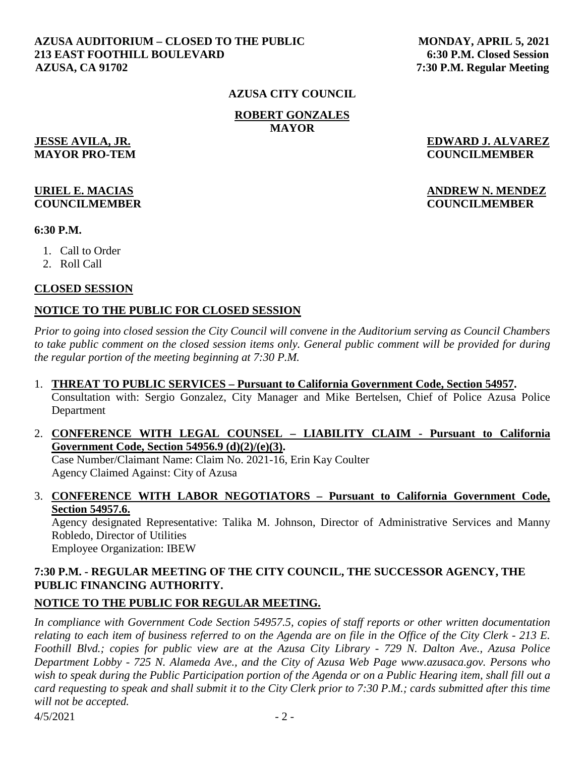**AZUSA AUDITORIUM – CLOSED TO THE PUBLIC**
**213 EAST FOOTHILL BOULEVARD**
**AZUSA, CA 91702**

**MONDAY, APRIL 5, 2021**
**6:30 P.M. Closed Session**
**7:30 P.M. Regular Meeting**

## AZUSA CITY COUNCIL

**ROBERT GONZALES**
**MAYOR**

**JESSE AVILA, JR.**
**MAYOR PRO-TEM**

**EDWARD J. ALVAREZ**
**COUNCILMEMBER**

**URIEL E. MACIAS**
**COUNCILMEMBER**

**ANDREW N. MENDEZ**
**COUNCILMEMBER**

**6:30 P.M.**

1. Call to Order
2. Roll Call

## CLOSED SESSION

## NOTICE TO THE PUBLIC FOR CLOSED SESSION

*Prior to going into closed session the City Council will convene in the Auditorium serving as Council Chambers to take public comment on the closed session items only. General public comment will be provided for during the regular portion of the meeting beginning at 7:30 P.M.*

1. **THREAT TO PUBLIC SERVICES – Pursuant to California Government Code, Section 54957.**
   Consultation with: Sergio Gonzalez, City Manager and Mike Bertelsen, Chief of Police Azusa Police Department

2. **CONFERENCE WITH LEGAL COUNSEL – LIABILITY CLAIM - Pursuant to California Government Code, Section 54956.9 (d)(2)/(e)(3).**
   Case Number/Claimant Name: Claim No. 2021-16, Erin Kay Coulter
   Agency Claimed Against: City of Azusa

3. **CONFERENCE WITH LABOR NEGOTIATORS – Pursuant to California Government Code, Section 54957.6.**
   Agency designated Representative: Talika M. Johnson, Director of Administrative Services and Manny Robledo, Director of Utilities
   Employee Organization: IBEW

## 7:30 P.M. - REGULAR MEETING OF THE CITY COUNCIL, THE SUCCESSOR AGENCY, THE PUBLIC FINANCING AUTHORITY.

## NOTICE TO THE PUBLIC FOR REGULAR MEETING.

*In compliance with Government Code Section 54957.5, copies of staff reports or other written documentation relating to each item of business referred to on the Agenda are on file in the Office of the City Clerk - 213 E. Foothill Blvd.; copies for public view are at the Azusa City Library - 729 N. Dalton Ave., Azusa Police Department Lobby - 725 N. Alameda Ave., and the City of Azusa Web Page www.azusaca.gov. Persons who wish to speak during the Public Participation portion of the Agenda or on a Public Hearing item, shall fill out a card requesting to speak and shall submit it to the City Clerk prior to 7:30 P.M.; cards submitted after this time will not be accepted.*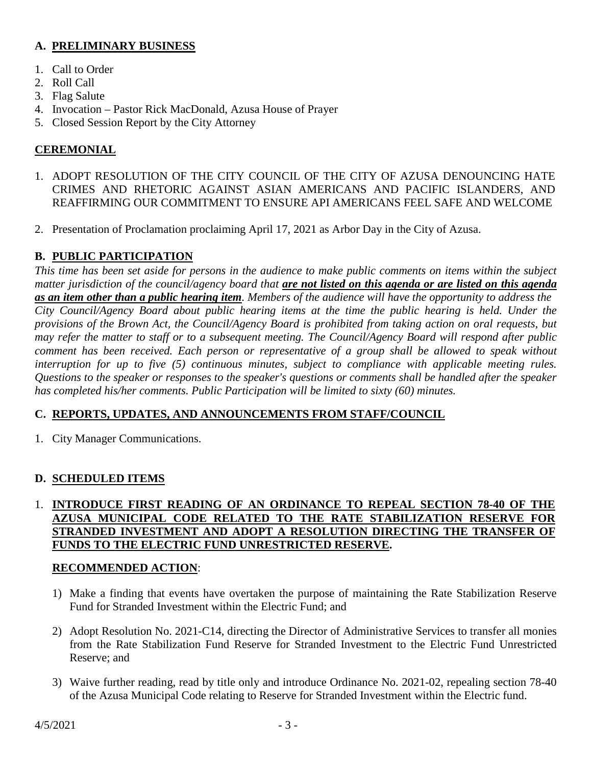## A. PRELIMINARY BUSINESS

1. Call to Order
2. Roll Call
3. Flag Salute
4. Invocation – Pastor Rick MacDonald, Azusa House of Prayer
5. Closed Session Report by the City Attorney

## CEREMONIAL

1. ADOPT RESOLUTION OF THE CITY COUNCIL OF THE CITY OF AZUSA DENOUNCING HATE CRIMES AND RHETORIC AGAINST ASIAN AMERICANS AND PACIFIC ISLANDERS, AND REAFFIRMING OUR COMMITMENT TO ENSURE API AMERICANS FEEL SAFE AND WELCOME

2. Presentation of Proclamation proclaiming April 17, 2021 as Arbor Day in the City of Azusa.

## B. PUBLIC PARTICIPATION

*This time has been set aside for persons in the audience to make public comments on items within the subject matter jurisdiction of the council/agency board that **are not listed on this agenda or are listed on this agenda as an item other than a public hearing item**. Members of the audience will have the opportunity to address the City Council/Agency Board about public hearing items at the time the public hearing is held. Under the provisions of the Brown Act, the Council/Agency Board is prohibited from taking action on oral requests, but may refer the matter to staff or to a subsequent meeting. The Council/Agency Board will respond after public comment has been received. Each person or representative of a group shall be allowed to speak without interruption for up to five (5) continuous minutes, subject to compliance with applicable meeting rules. Questions to the speaker or responses to the speaker's questions or comments shall be handled after the speaker has completed his/her comments. Public Participation will be limited to sixty (60) minutes.*

## C. REPORTS, UPDATES, AND ANNOUNCEMENTS FROM STAFF/COUNCIL

1. City Manager Communications.

## D. SCHEDULED ITEMS

1. **INTRODUCE FIRST READING OF AN ORDINANCE TO REPEAL SECTION 78-40 OF THE AZUSA MUNICIPAL CODE RELATED TO THE RATE STABILIZATION RESERVE FOR STRANDED INVESTMENT AND ADOPT A RESOLUTION DIRECTING THE TRANSFER OF FUNDS TO THE ELECTRIC FUND UNRESTRICTED RESERVE.**

   **RECOMMENDED ACTION**:

   1) Make a finding that events have overtaken the purpose of maintaining the Rate Stabilization Reserve Fund for Stranded Investment within the Electric Fund; and

   2) Adopt Resolution No. 2021-C14, directing the Director of Administrative Services to transfer all monies from the Rate Stabilization Fund Reserve for Stranded Investment to the Electric Fund Unrestricted Reserve; and

   3) Waive further reading, read by title only and introduce Ordinance No. 2021-02, repealing section 78-40 of the Azusa Municipal Code relating to Reserve for Stranded Investment within the Electric fund.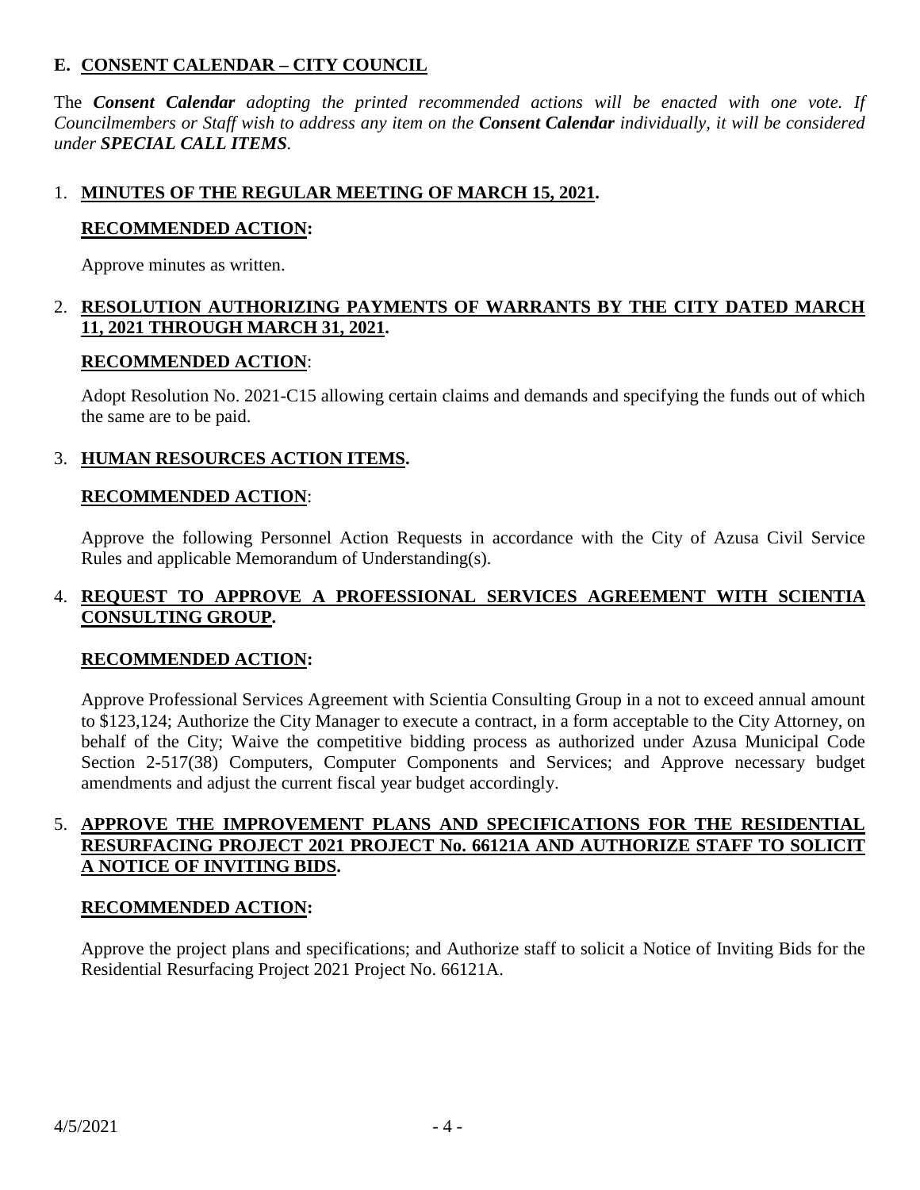## E. **CONSENT CALENDAR – CITY COUNCIL**

The ***Consent Calendar*** *adopting the printed recommended actions will be enacted with one vote. If Councilmembers or Staff wish to address any item on the* ***Consent Calendar*** *individually, it will be considered under* ***SPECIAL CALL ITEMS****.*

1. **MINUTES OF THE REGULAR MEETING OF MARCH 15, 2021.**

   **RECOMMENDED ACTION:**

   Approve minutes as written.

2. **RESOLUTION AUTHORIZING PAYMENTS OF WARRANTS BY THE CITY DATED MARCH 11, 2021 THROUGH MARCH 31, 2021.**

   **RECOMMENDED ACTION**:

   Adopt Resolution No. 2021-C15 allowing certain claims and demands and specifying the funds out of which the same are to be paid.

3. **HUMAN RESOURCES ACTION ITEMS.**

   **RECOMMENDED ACTION**:

   Approve the following Personnel Action Requests in accordance with the City of Azusa Civil Service Rules and applicable Memorandum of Understanding(s).

4. **REQUEST TO APPROVE A PROFESSIONAL SERVICES AGREEMENT WITH SCIENTIA CONSULTING GROUP.**

   **RECOMMENDED ACTION:**

   Approve Professional Services Agreement with Scientia Consulting Group in a not to exceed annual amount to $123,124; Authorize the City Manager to execute a contract, in a form acceptable to the City Attorney, on behalf of the City; Waive the competitive bidding process as authorized under Azusa Municipal Code Section 2-517(38) Computers, Computer Components and Services; and Approve necessary budget amendments and adjust the current fiscal year budget accordingly.

5. **APPROVE THE IMPROVEMENT PLANS AND SPECIFICATIONS FOR THE RESIDENTIAL RESURFACING PROJECT 2021 PROJECT No. 66121A AND AUTHORIZE STAFF TO SOLICIT A NOTICE OF INVITING BIDS.**

   **RECOMMENDED ACTION:**

   Approve the project plans and specifications; and Authorize staff to solicit a Notice of Inviting Bids for the Residential Resurfacing Project 2021 Project No. 66121A.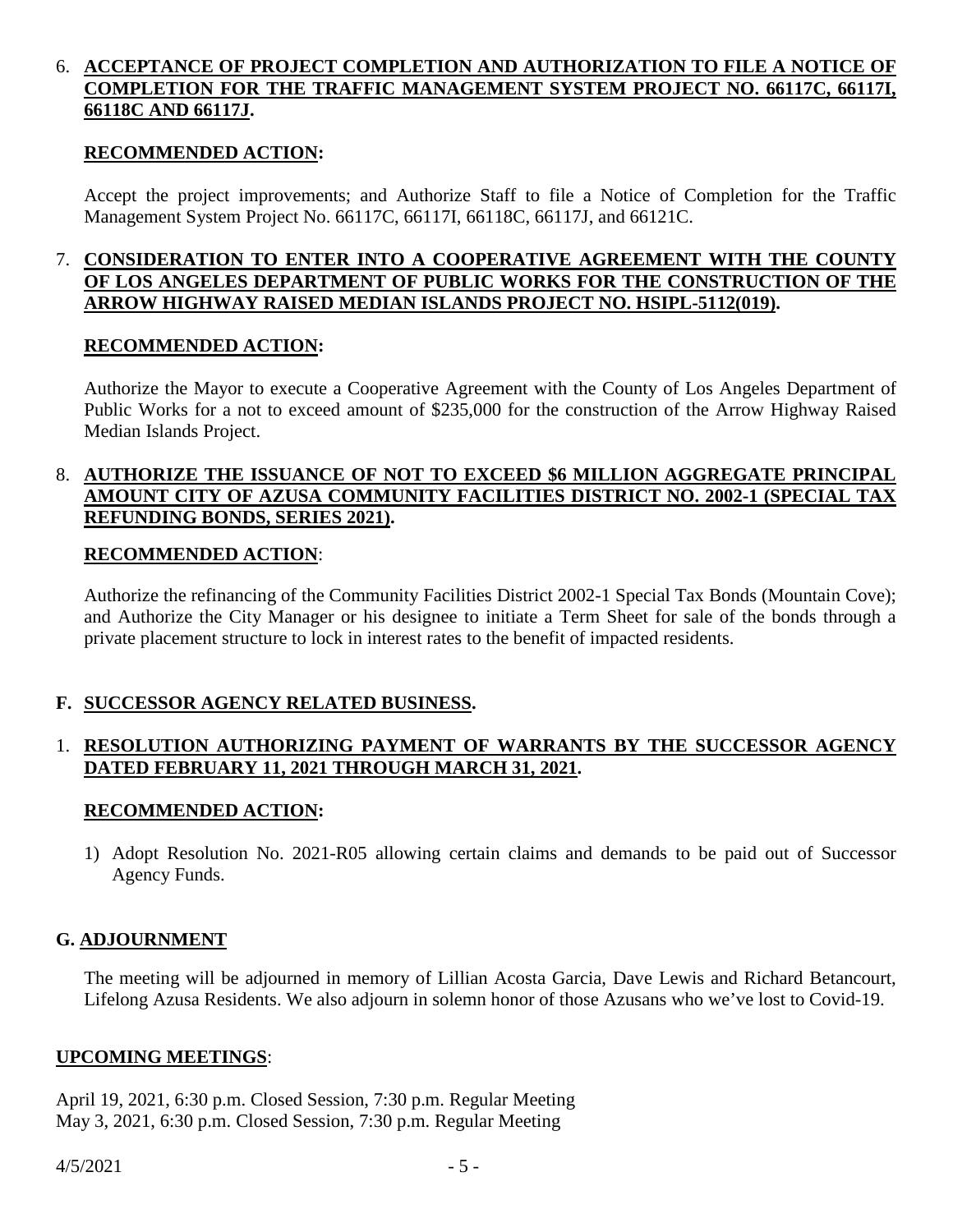6. **<u>ACCEPTANCE OF PROJECT COMPLETION AND AUTHORIZATION TO FILE A NOTICE OF COMPLETION FOR THE TRAFFIC MANAGEMENT SYSTEM PROJECT NO. 66117C, 66117I, 66118C AND 66117J</u>.**

**<u>RECOMMENDED ACTION</u>:**

Accept the project improvements; and Authorize Staff to file a Notice of Completion for the Traffic Management System Project No. 66117C, 66117I, 66118C, 66117J, and 66121C.

7. **<u>CONSIDERATION TO ENTER INTO A COOPERATIVE AGREEMENT WITH THE COUNTY OF LOS ANGELES DEPARTMENT OF PUBLIC WORKS FOR THE CONSTRUCTION OF THE ARROW HIGHWAY RAISED MEDIAN ISLANDS PROJECT NO. HSIPL-5112(019)</u>.**

**<u>RECOMMENDED ACTION</u>:**

Authorize the Mayor to execute a Cooperative Agreement with the County of Los Angeles Department of Public Works for a not to exceed amount of $235,000 for the construction of the Arrow Highway Raised Median Islands Project.

8. **<u>AUTHORIZE THE ISSUANCE OF NOT TO EXCEED $6 MILLION AGGREGATE PRINCIPAL AMOUNT CITY OF AZUSA COMMUNITY FACILITIES DISTRICT NO. 2002-1 (SPECIAL TAX REFUNDING BONDS, SERIES 2021)</u>.**

**<u>RECOMMENDED ACTION</u>**:

Authorize the refinancing of the Community Facilities District 2002-1 Special Tax Bonds (Mountain Cove); and Authorize the City Manager or his designee to initiate a Term Sheet for sale of the bonds through a private placement structure to lock in interest rates to the benefit of impacted residents.

## F. <u>SUCCESSOR AGENCY RELATED BUSINESS</u>.

1. **<u>RESOLUTION AUTHORIZING PAYMENT OF WARRANTS BY THE SUCCESSOR AGENCY DATED FEBRUARY 11, 2021 THROUGH MARCH 31, 2021</u>.**

**<u>RECOMMENDED ACTION</u>:**

1) Adopt Resolution No. 2021-R05 allowing certain claims and demands to be paid out of Successor Agency Funds.

## G. <u>ADJOURNMENT</u>

The meeting will be adjourned in memory of Lillian Acosta Garcia, Dave Lewis and Richard Betancourt, Lifelong Azusa Residents. We also adjourn in solemn honor of those Azusans who we've lost to Covid-19.

**<u>UPCOMING MEETINGS</u>**:

April 19, 2021, 6:30 p.m. Closed Session, 7:30 p.m. Regular Meeting
May 3, 2021, 6:30 p.m. Closed Session, 7:30 p.m. Regular Meeting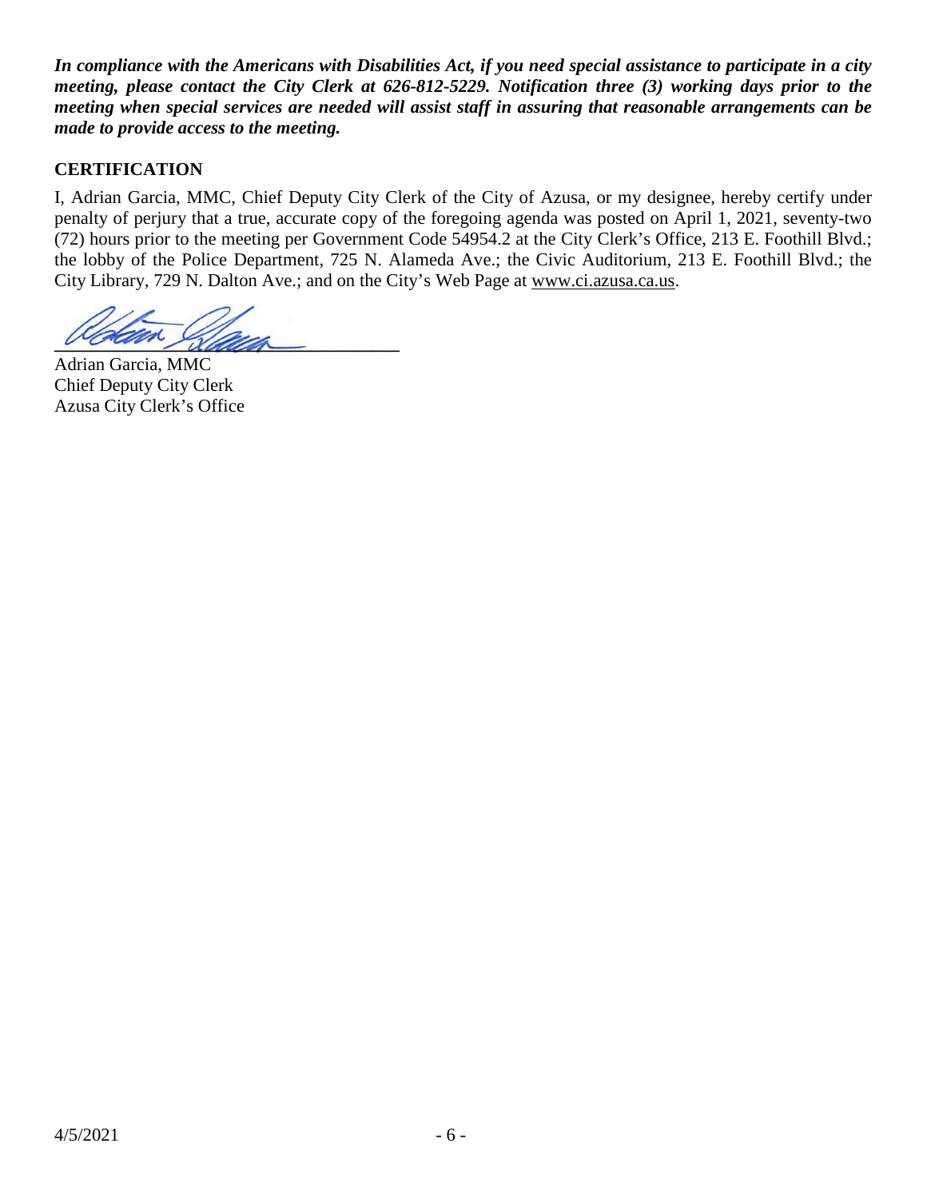***In compliance with the Americans with Disabilities Act, if you need special assistance to participate in a city meeting, please contact the City Clerk at 626-812-5229. Notification three (3) working days prior to the meeting when special services are needed will assist staff in assuring that reasonable arrangements can be made to provide access to the meeting.***

**CERTIFICATION**

I, Adrian Garcia, MMC, Chief Deputy City Clerk of the City of Azusa, or my designee, hereby certify under penalty of perjury that a true, accurate copy of the foregoing agenda was posted on April 1, 2021, seventy-two (72) hours prior to the meeting per Government Code 54954.2 at the City Clerk's Office, 213 E. Foothill Blvd.; the lobby of the Police Department, 725 N. Alameda Ave.; the Civic Auditorium, 213 E. Foothill Blvd.; the City Library, 729 N. Dalton Ave.; and on the City's Web Page at www.ci.azusa.ca.us.

Adrian Garcia, MMC
Chief Deputy City Clerk
Azusa City Clerk's Office

4/5/2021